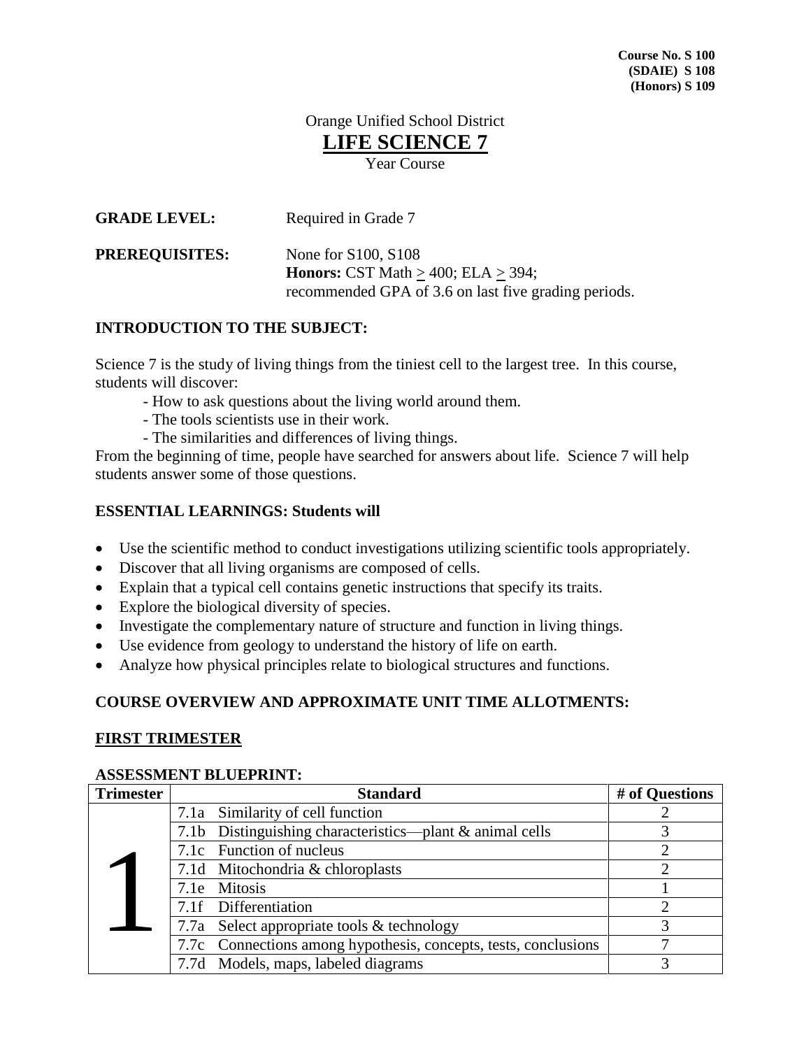**Course No. S 100**
**(SDAIE) S 108**
**(Honors) S 109**

Orange Unified School District

# LIFE SCIENCE 7

Year Course

**GRADE LEVEL:** Required in Grade 7

**PREREQUISITES:** None for S100, S108
**Honors:** CST Math ≥ 400; ELA ≥ 394;
recommended GPA of 3.6 on last five grading periods.

## INTRODUCTION TO THE SUBJECT:

Science 7 is the study of living things from the tiniest cell to the largest tree. In this course, students will discover:

- How to ask questions about the living world around them.
- The tools scientists use in their work.
- The similarities and differences of living things.

From the beginning of time, people have searched for answers about life. Science 7 will help students answer some of those questions.

## ESSENTIAL LEARNINGS: Students will

- Use the scientific method to conduct investigations utilizing scientific tools appropriately.
- Discover that all living organisms are composed of cells.
- Explain that a typical cell contains genetic instructions that specify its traits.
- Explore the biological diversity of species.
- Investigate the complementary nature of structure and function in living things.
- Use evidence from geology to understand the history of life on earth.
- Analyze how physical principles relate to biological structures and functions.

## COURSE OVERVIEW AND APPROXIMATE UNIT TIME ALLOTMENTS:

### FIRST TRIMESTER

**ASSESSMENT BLUEPRINT:**

| Trimester | Standard | # of Questions |
|---|---|---|
| 1 | 7.1a Similarity of cell function | 2 |
| | 7.1b Distinguishing characteristics—plant & animal cells | 3 |
| | 7.1c Function of nucleus | 2 |
| | 7.1d Mitochondria & chloroplasts | 2 |
| | 7.1e Mitosis | 1 |
| | 7.1f Differentiation | 2 |
| | 7.7a Select appropriate tools & technology | 3 |
| | 7.7c Connections among hypothesis, concepts, tests, conclusions | 7 |
| | 7.7d Models, maps, labeled diagrams | 3 |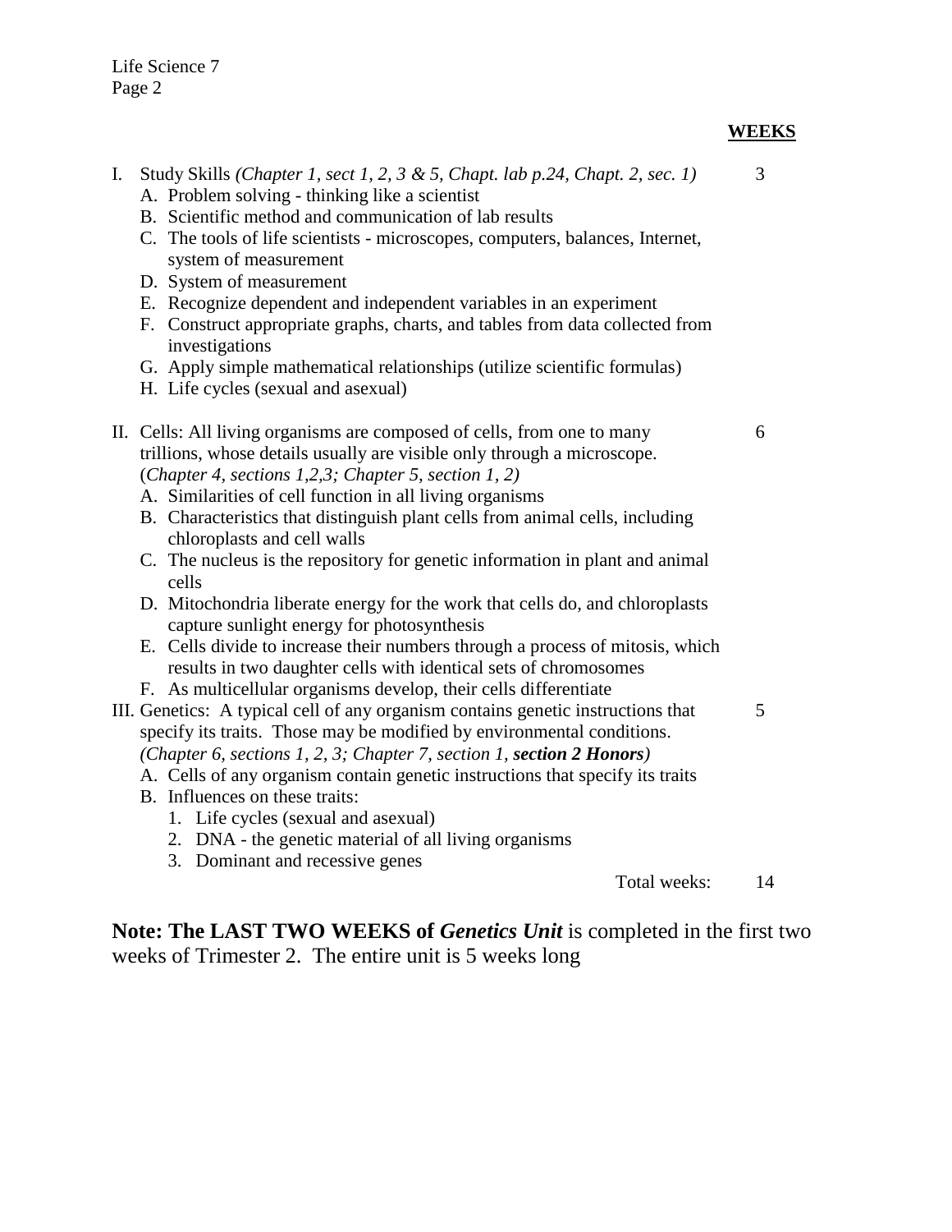| | WEEKS |
|---|---|
| I. Study Skills *(Chapter 1, sect 1, 2, 3 & 5, Chapt. lab p.24, Chapt. 2, sec. 1)* | 3 |
| A. Problem solving - thinking like a scientist<br>B. Scientific method and communication of lab results<br>C. The tools of life scientists - microscopes, computers, balances, Internet, system of measurement<br>D. System of measurement<br>E. Recognize dependent and independent variables in an experiment<br>F. Construct appropriate graphs, charts, and tables from data collected from investigations<br>G. Apply simple mathematical relationships (utilize scientific formulas)<br>H. Life cycles (sexual and asexual) | |
| II. Cells: All living organisms are composed of cells, from one to many trillions, whose details usually are visible only through a microscope. (*Chapter 4, sections 1,2,3; Chapter 5, section 1, 2)* | 6 |
| A. Similarities of cell function in all living organisms<br>B. Characteristics that distinguish plant cells from animal cells, including chloroplasts and cell walls<br>C. The nucleus is the repository for genetic information in plant and animal cells<br>D. Mitochondria liberate energy for the work that cells do, and chloroplasts capture sunlight energy for photosynthesis<br>E. Cells divide to increase their numbers through a process of mitosis, which results in two daughter cells with identical sets of chromosomes<br>F. As multicellular organisms develop, their cells differentiate | |
| III. Genetics: A typical cell of any organism contains genetic instructions that specify its traits. Those may be modified by environmental conditions. *(Chapter 6, sections 1, 2, 3; Chapter 7, section 1,* ***section 2 Honors****)* | 5 |
| A. Cells of any organism contain genetic instructions that specify its traits<br>B. Influences on these traits:<br>1. Life cycles (sexual and asexual)<br>2. DNA - the genetic material of all living organisms<br>3. Dominant and recessive genes | |
| Total weeks: | 14 |

**Note: The LAST TWO WEEKS of *Genetics Unit*** is completed in the first two weeks of Trimester 2. The entire unit is 5 weeks long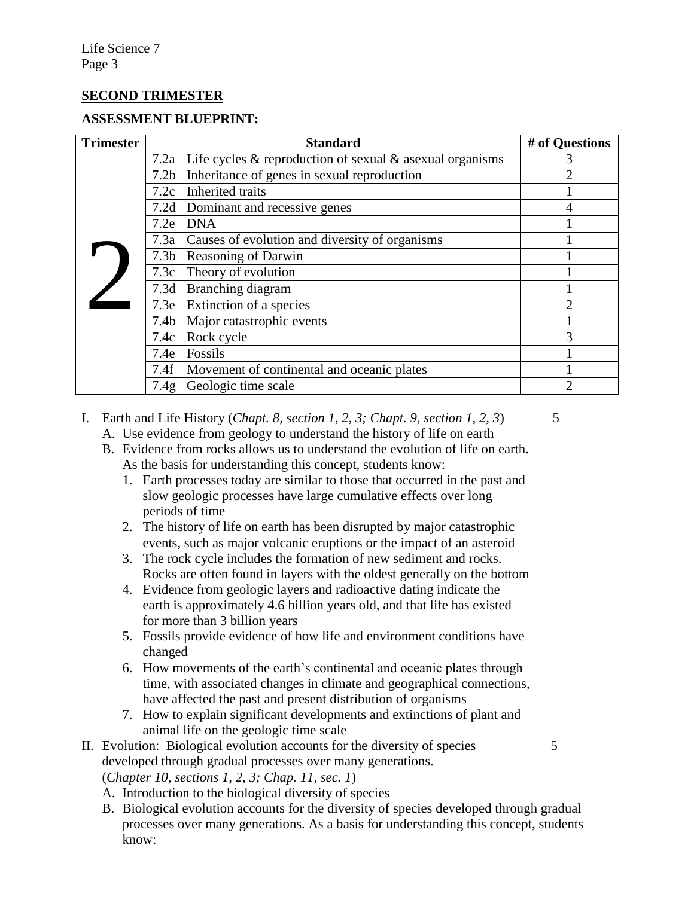## SECOND TRIMESTER

**ASSESSMENT BLUEPRINT:**

| Trimester | Standard | # of Questions |
|---|---|---|
| 2 | 7.2a Life cycles & reproduction of sexual & asexual organisms | 3 |
| | 7.2b Inheritance of genes in sexual reproduction | 2 |
| | 7.2c Inherited traits | 1 |
| | 7.2d Dominant and recessive genes | 4 |
| | 7.2e DNA | 1 |
| | 7.3a Causes of evolution and diversity of organisms | 1 |
| | 7.3b Reasoning of Darwin | 1 |
| | 7.3c Theory of evolution | 1 |
| | 7.3d Branching diagram | 1 |
| | 7.3e Extinction of a species | 2 |
| | 7.4b Major catastrophic events | 1 |
| | 7.4c Rock cycle | 3 |
| | 7.4e Fossils | 1 |
| | 7.4f Movement of continental and oceanic plates | 1 |
| | 7.4g Geologic time scale | 2 |

I. Earth and Life History (*Chapt. 8, section 1, 2, 3; Chapt. 9, section 1, 2, 3*) 5
   A. Use evidence from geology to understand the history of life on earth
   B. Evidence from rocks allows us to understand the evolution of life on earth. As the basis for understanding this concept, students know:
      1. Earth processes today are similar to those that occurred in the past and slow geologic processes have large cumulative effects over long periods of time
      2. The history of life on earth has been disrupted by major catastrophic events, such as major volcanic eruptions or the impact of an asteroid
      3. The rock cycle includes the formation of new sediment and rocks. Rocks are often found in layers with the oldest generally on the bottom
      4. Evidence from geologic layers and radioactive dating indicate the earth is approximately 4.6 billion years old, and that life has existed for more than 3 billion years
      5. Fossils provide evidence of how life and environment conditions have changed
      6. How movements of the earth's continental and oceanic plates through time, with associated changes in climate and geographical connections, have affected the past and present distribution of organisms
      7. How to explain significant developments and extinctions of plant and animal life on the geologic time scale

II. Evolution: Biological evolution accounts for the diversity of species developed through gradual processes over many generations. (*Chapter 10, sections 1, 2, 3; Chap. 11, sec. 1*) 5
   A. Introduction to the biological diversity of species
   B. Biological evolution accounts for the diversity of species developed through gradual processes over many generations. As a basis for understanding this concept, students know: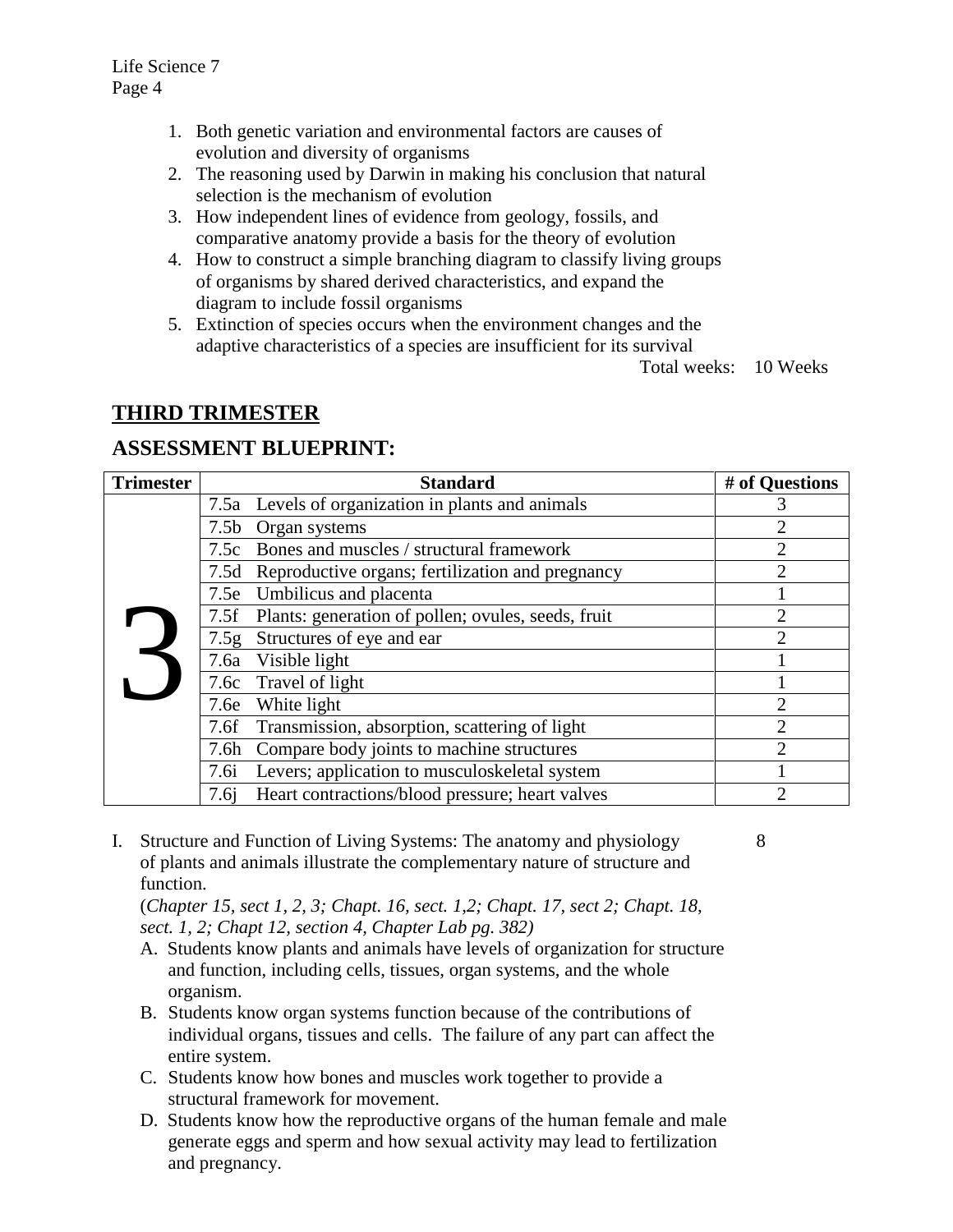1. Both genetic variation and environmental factors are causes of evolution and diversity of organisms
2. The reasoning used by Darwin in making his conclusion that natural selection is the mechanism of evolution
3. How independent lines of evidence from geology, fossils, and comparative anatomy provide a basis for the theory of evolution
4. How to construct a simple branching diagram to classify living groups of organisms by shared derived characteristics, and expand the diagram to include fossil organisms
5. Extinction of species occurs when the environment changes and the adaptive characteristics of a species are insufficient for its survival

Total weeks: 10 Weeks

## THIRD TRIMESTER

## ASSESSMENT BLUEPRINT:

| Trimester | Standard | # of Questions |
|---|---|---|
| 3 | 7.5a Levels of organization in plants and animals | 3 |
| | 7.5b Organ systems | 2 |
| | 7.5c Bones and muscles / structural framework | 2 |
| | 7.5d Reproductive organs; fertilization and pregnancy | 2 |
| | 7.5e Umbilicus and placenta | 1 |
| | 7.5f Plants: generation of pollen; ovules, seeds, fruit | 2 |
| | 7.5g Structures of eye and ear | 2 |
| | 7.6a Visible light | 1 |
| | 7.6c Travel of light | 1 |
| | 7.6e White light | 2 |
| | 7.6f Transmission, absorption, scattering of light | 2 |
| | 7.6h Compare body joints to machine structures | 2 |
| | 7.6i Levers; application to musculoskeletal system | 1 |
| | 7.6j Heart contractions/blood pressure; heart valves | 2 |

I. Structure and Function of Living Systems: The anatomy and physiology of plants and animals illustrate the complementary nature of structure and function. 8

(*Chapter 15, sect 1, 2, 3; Chapt. 16, sect. 1,2; Chapt. 17, sect 2; Chapt. 18, sect. 1, 2; Chapt 12, section 4, Chapter Lab pg. 382)*

A. Students know plants and animals have levels of organization for structure and function, including cells, tissues, organ systems, and the whole organism.
B. Students know organ systems function because of the contributions of individual organs, tissues and cells. The failure of any part can affect the entire system.
C. Students know how bones and muscles work together to provide a structural framework for movement.
D. Students know how the reproductive organs of the human female and male generate eggs and sperm and how sexual activity may lead to fertilization and pregnancy.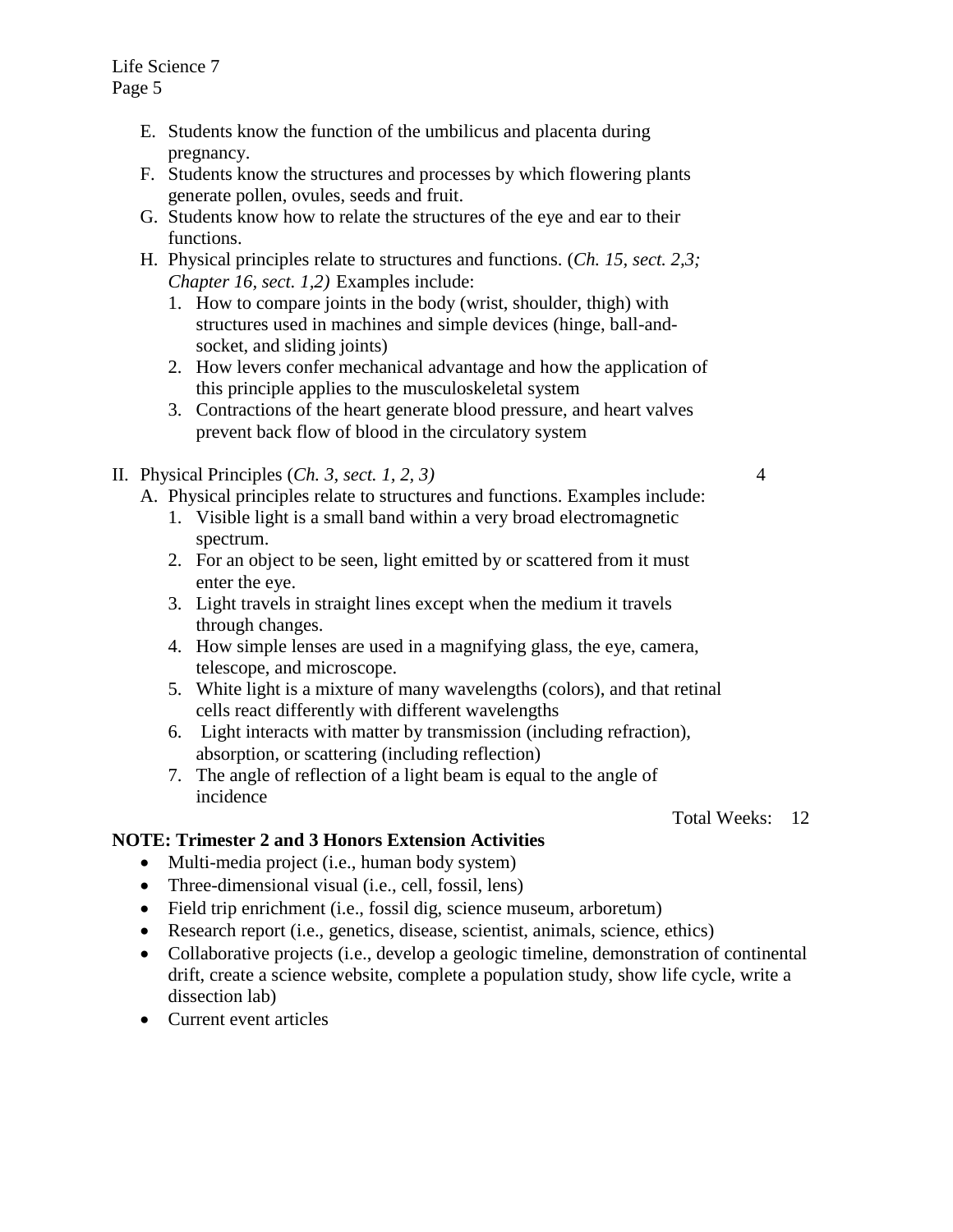E. Students know the function of the umbilicus and placenta during pregnancy.
F. Students know the structures and processes by which flowering plants generate pollen, ovules, seeds and fruit.
G. Students know how to relate the structures of the eye and ear to their functions.
H. Physical principles relate to structures and functions. (*Ch. 15, sect. 2,3; Chapter 16, sect. 1,2)* Examples include:
   1. How to compare joints in the body (wrist, shoulder, thigh) with structures used in machines and simple devices (hinge, ball-and-socket, and sliding joints)
   2. How levers confer mechanical advantage and how the application of this principle applies to the musculoskeletal system
   3. Contractions of the heart generate blood pressure, and heart valves prevent back flow of blood in the circulatory system

II. Physical Principles (*Ch. 3, sect. 1, 2, 3)* 4

A. Physical principles relate to structures and functions. Examples include:
   1. Visible light is a small band within a very broad electromagnetic spectrum.
   2. For an object to be seen, light emitted by or scattered from it must enter the eye.
   3. Light travels in straight lines except when the medium it travels through changes.
   4. How simple lenses are used in a magnifying glass, the eye, camera, telescope, and microscope.
   5. White light is a mixture of many wavelengths (colors), and that retinal cells react differently with different wavelengths
   6. Light interacts with matter by transmission (including refraction), absorption, or scattering (including reflection)
   7. The angle of reflection of a light beam is equal to the angle of incidence

Total Weeks: 12

**NOTE: Trimester 2 and 3 Honors Extension Activities**

- Multi-media project (i.e., human body system)
- Three-dimensional visual (i.e., cell, fossil, lens)
- Field trip enrichment (i.e., fossil dig, science museum, arboretum)
- Research report (i.e., genetics, disease, scientist, animals, science, ethics)
- Collaborative projects (i.e., develop a geologic timeline, demonstration of continental drift, create a science website, complete a population study, show life cycle, write a dissection lab)
- Current event articles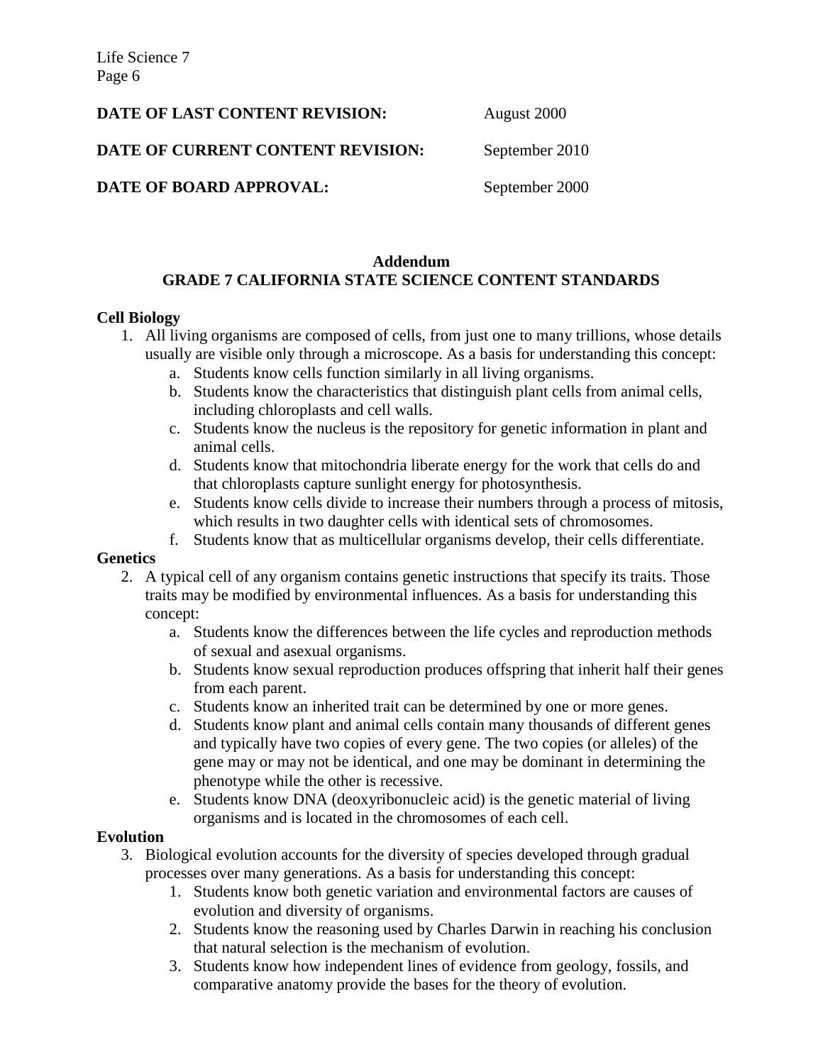**DATE OF LAST CONTENT REVISION:** August 2000

**DATE OF CURRENT CONTENT REVISION:** September 2010

**DATE OF BOARD APPROVAL:** September 2000

**Addendum**
**GRADE 7 CALIFORNIA STATE SCIENCE CONTENT STANDARDS**

**Cell Biology**

1. All living organisms are composed of cells, from just one to many trillions, whose details usually are visible only through a microscope. As a basis for understanding this concept:
   a. Students know cells function similarly in all living organisms.
   b. Students know the characteristics that distinguish plant cells from animal cells, including chloroplasts and cell walls.
   c. Students know the nucleus is the repository for genetic information in plant and animal cells.
   d. Students know that mitochondria liberate energy for the work that cells do and that chloroplasts capture sunlight energy for photosynthesis.
   e. Students know cells divide to increase their numbers through a process of mitosis, which results in two daughter cells with identical sets of chromosomes.
   f. Students know that as multicellular organisms develop, their cells differentiate.

**Genetics**

2. A typical cell of any organism contains genetic instructions that specify its traits. Those traits may be modified by environmental influences. As a basis for understanding this concept:
   a. Students know the differences between the life cycles and reproduction methods of sexual and asexual organisms.
   b. Students know sexual reproduction produces offspring that inherit half their genes from each parent.
   c. Students know an inherited trait can be determined by one or more genes.
   d. Students know plant and animal cells contain many thousands of different genes and typically have two copies of every gene. The two copies (or alleles) of the gene may or may not be identical, and one may be dominant in determining the phenotype while the other is recessive.
   e. Students know DNA (deoxyribonucleic acid) is the genetic material of living organisms and is located in the chromosomes of each cell.

**Evolution**

3. Biological evolution accounts for the diversity of species developed through gradual processes over many generations. As a basis for understanding this concept:
   1. Students know both genetic variation and environmental factors are causes of evolution and diversity of organisms.
   2. Students know the reasoning used by Charles Darwin in reaching his conclusion that natural selection is the mechanism of evolution.
   3. Students know how independent lines of evidence from geology, fossils, and comparative anatomy provide the bases for the theory of evolution.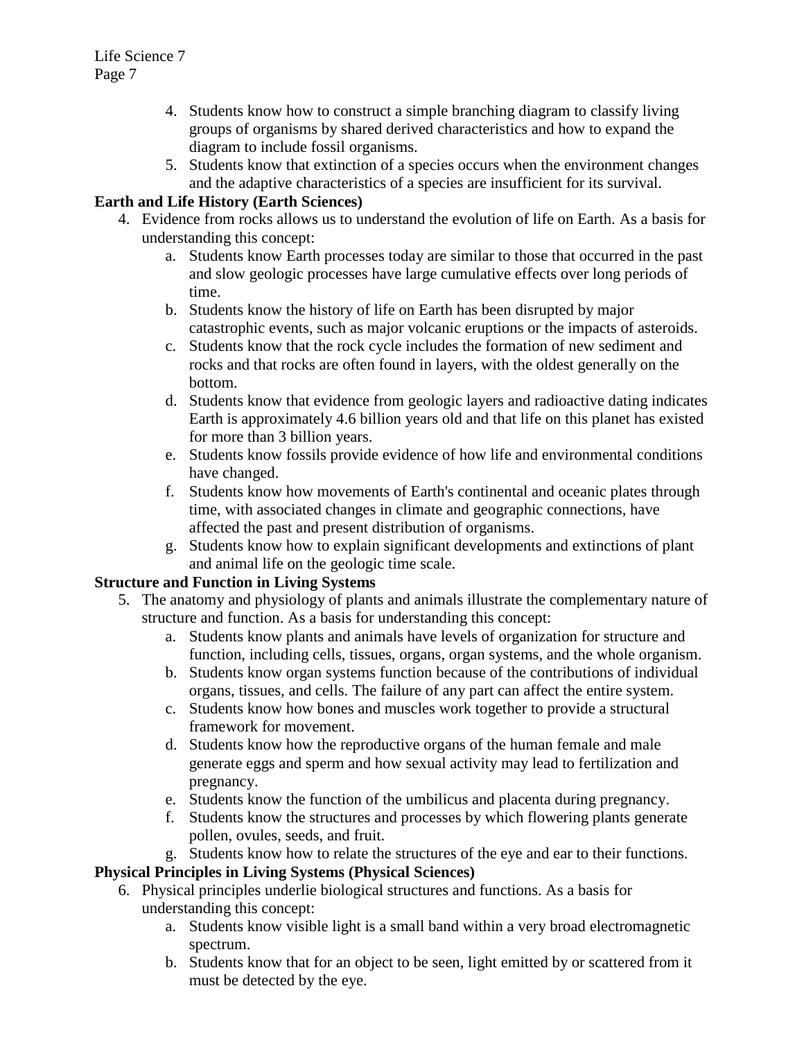4. Students know how to construct a simple branching diagram to classify living groups of organisms by shared derived characteristics and how to expand the diagram to include fossil organisms.
5. Students know that extinction of a species occurs when the environment changes and the adaptive characteristics of a species are insufficient for its survival.

**Earth and Life History (Earth Sciences)**

4. Evidence from rocks allows us to understand the evolution of life on Earth. As a basis for understanding this concept:
    a. Students know Earth processes today are similar to those that occurred in the past and slow geologic processes have large cumulative effects over long periods of time.
    b. Students know the history of life on Earth has been disrupted by major catastrophic events, such as major volcanic eruptions or the impacts of asteroids.
    c. Students know that the rock cycle includes the formation of new sediment and rocks and that rocks are often found in layers, with the oldest generally on the bottom.
    d. Students know that evidence from geologic layers and radioactive dating indicates Earth is approximately 4.6 billion years old and that life on this planet has existed for more than 3 billion years.
    e. Students know fossils provide evidence of how life and environmental conditions have changed.
    f. Students know how movements of Earth's continental and oceanic plates through time, with associated changes in climate and geographic connections, have affected the past and present distribution of organisms.
    g. Students know how to explain significant developments and extinctions of plant and animal life on the geologic time scale.

**Structure and Function in Living Systems**

5. The anatomy and physiology of plants and animals illustrate the complementary nature of structure and function. As a basis for understanding this concept:
    a. Students know plants and animals have levels of organization for structure and function, including cells, tissues, organs, organ systems, and the whole organism.
    b. Students know organ systems function because of the contributions of individual organs, tissues, and cells. The failure of any part can affect the entire system.
    c. Students know how bones and muscles work together to provide a structural framework for movement.
    d. Students know how the reproductive organs of the human female and male generate eggs and sperm and how sexual activity may lead to fertilization and pregnancy.
    e. Students know the function of the umbilicus and placenta during pregnancy.
    f. Students know the structures and processes by which flowering plants generate pollen, ovules, seeds, and fruit.
    g. Students know how to relate the structures of the eye and ear to their functions.

**Physical Principles in Living Systems (Physical Sciences)**

6. Physical principles underlie biological structures and functions. As a basis for understanding this concept:
    a. Students know visible light is a small band within a very broad electromagnetic spectrum.
    b. Students know that for an object to be seen, light emitted by or scattered from it must be detected by the eye.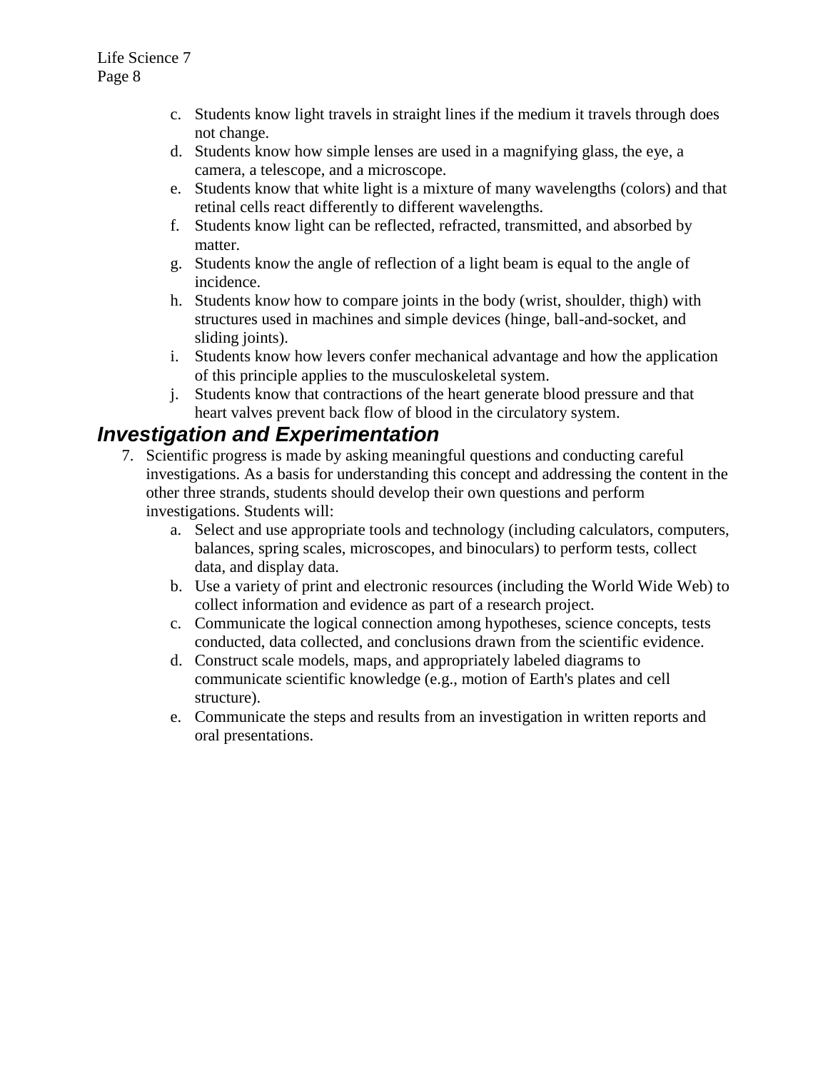c. Students know light travels in straight lines if the medium it travels through does not change.
d. Students know how simple lenses are used in a magnifying glass, the eye, a camera, a telescope, and a microscope.
e. Students know that white light is a mixture of many wavelengths (colors) and that retinal cells react differently to different wavelengths.
f. Students know light can be reflected, refracted, transmitted, and absorbed by matter.
g. Students know the angle of reflection of a light beam is equal to the angle of incidence.
h. Students know how to compare joints in the body (wrist, shoulder, thigh) with structures used in machines and simple devices (hinge, ball-and-socket, and sliding joints).
i. Students know how levers confer mechanical advantage and how the application of this principle applies to the musculoskeletal system.
j. Students know that contractions of the heart generate blood pressure and that heart valves prevent back flow of blood in the circulatory system.

## *Investigation and Experimentation*

7. Scientific progress is made by asking meaningful questions and conducting careful investigations. As a basis for understanding this concept and addressing the content in the other three strands, students should develop their own questions and perform investigations. Students will:
   a. Select and use appropriate tools and technology (including calculators, computers, balances, spring scales, microscopes, and binoculars) to perform tests, collect data, and display data.
   b. Use a variety of print and electronic resources (including the World Wide Web) to collect information and evidence as part of a research project.
   c. Communicate the logical connection among hypotheses, science concepts, tests conducted, data collected, and conclusions drawn from the scientific evidence.
   d. Construct scale models, maps, and appropriately labeled diagrams to communicate scientific knowledge (e.g., motion of Earth's plates and cell structure).
   e. Communicate the steps and results from an investigation in written reports and oral presentations.